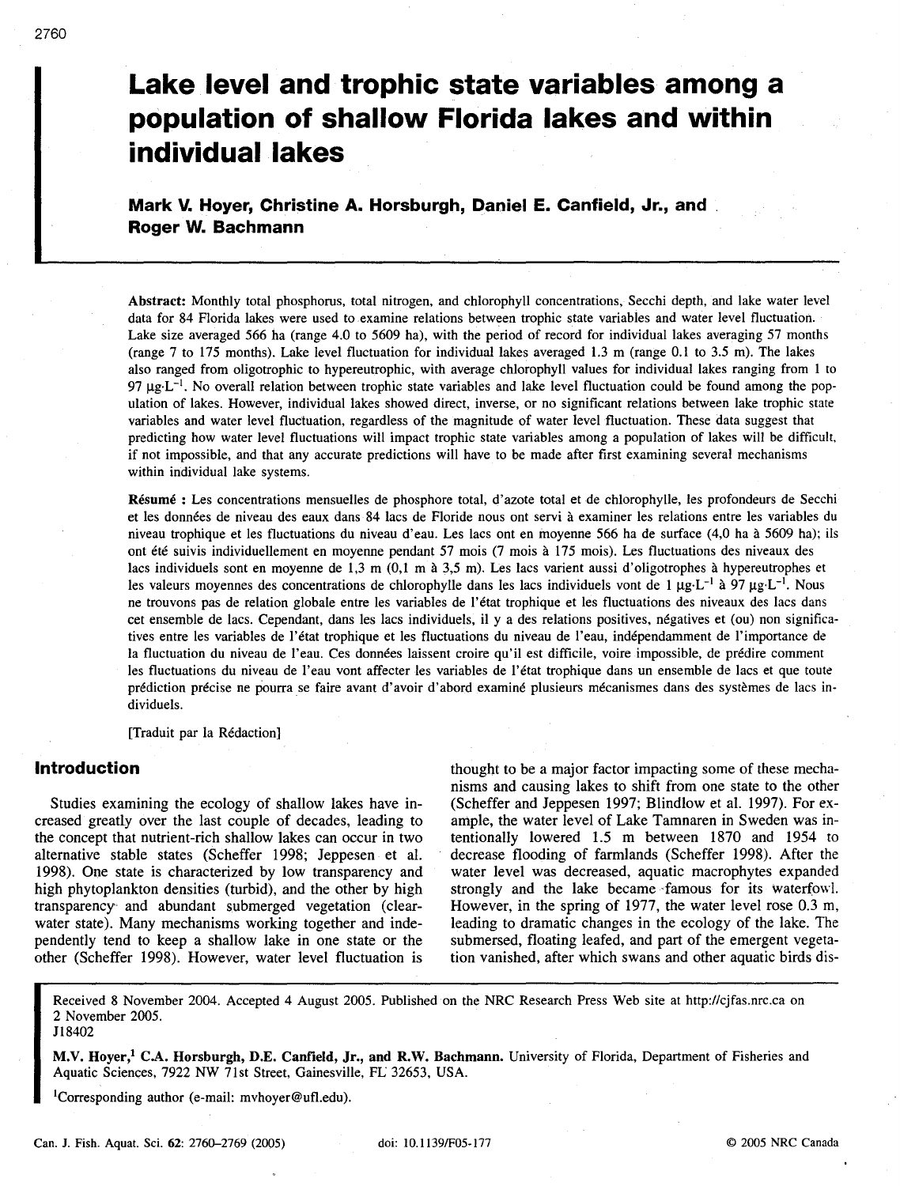# Lake level and trophic state variables among a population of shallow Florida lakes and within individual lakes

**Mark V. Hoyer, Christine A. Horsburgh, Daniel E. Canfield, Jr., and Roger W. Bachmann**

**Abstract:** Monthly total phosphorus, total nitrogen, and chlorophyll concentrations, Secchi depth, and lake water level data for 84 Florida lakes were used to examine relations between trophic state variables and water level fluctuation. Lake size averaged 566 ha (range 4.0 to 5609 ha), with the period of record for individual lakes averaging 57 months (range 7 to 175 months). Lake level fluctuation for individual lakes averaged 1.3 m (range 0.1 to 3.5 m). The lakes also ranged from oligotrophic to hypereutrophic, with average chlorophyll values for individual lakes ranging from 1 to 97 $\mu g \cdot L^{-1}$. No overall relation between trophic state variables and lake level fluctuation could be found among the population of lakes. However, individual lakes showed direct, inverse, or no significant relations between lake trophic state variables and water level fluctuation, regardless of the magnitude of water level fluctuation. These data suggest that predicting how water level fluctuations will impact trophic state variables among a population of lakes will be difficult, if not impossible, and that any accurate predictions will have to be made after first examining several mechanisms within individual lake systems.

**Résumé :** Les concentrations mensuelles de phosphore total, d'azote total et de chlorophylle, les profondeurs de Secchi et les données de niveau des eaux dans 84 lacs de Floride nous ont servi à examiner les relations entre les variables du niveau trophique et les fluctuations du niveau d'eau. Les lacs ont en moyenne 566 ha de surface (4,0 ha à 5609 ha); ils ont été suivis individuellement en moyenne pendant 57 mois (7 mois à 175 mois). Les fluctuations des niveaux des lacs individuels sont en moyenne de 1,3 m (0,1 m à 3,5 m). Les lacs varient aussi d'oligotrophes à hypereutrophes et les valeurs moyennes des concentrations de chlorophylle dans les lacs individuels vont de 1 $\mu g \cdot L^{-1}$ à 97 $\mu g \cdot L^{-1}$. Nous ne trouvons pas de relation globale entre les variables de l'état trophique et les fluctuations des niveaux des lacs dans cet ensemble de lacs. Cependant, dans les lacs individuels, il y a des relations positives, négatives et (ou) non significatives entre les variables de l'état trophique et les fluctuations du niveau de l'eau, indépendamment de l'importance de la fluctuation du niveau de l'eau. Ces données laissent croire qu'il est difficile, voire impossible, de prédire comment les fluctuations du niveau de l'eau vont affecter les variables de l'état trophique dans un ensemble de lacs et que toute prédiction précise ne pourra se faire avant d'avoir d'abord examiné plusieurs mécanismes dans des systèmes de lacs individuels.

[Traduit par la Rédaction]

## Introduction

Studies examining the ecology of shallow lakes have increased greatly over the last couple of decades, leading to the concept that nutrient-rich shallow lakes can occur in two alternative stable states (Scheffer 1998; Jeppesen et al. 1998). One state is characterized by low transparency and high phytoplankton densities (turbid), and the other by high transparency and abundant submerged vegetation (clear-water state). Many mechanisms working together and independently tend to keep a shallow lake in one state or the other (Scheffer 1998). However, water level fluctuation is thought to be a major factor impacting some of these mechanisms and causing lakes to shift from one state to the other (Scheffer and Jeppesen 1997; Blindlow et al. 1997). For example, the water level of Lake Tamnaren in Sweden was intentionally lowered 1.5 m between 1870 and 1954 to decrease flooding of farmlands (Scheffer 1998). After the water level was decreased, aquatic macrophytes expanded strongly and the lake became famous for its waterfowl. However, in the spring of 1977, the water level rose 0.3 m, leading to dramatic changes in the ecology of the lake. The submersed, floating leafed, and part of the emergent vegetation vanished, after which swans and other aquatic birds dis-

Received 8 November 2004. Accepted 4 August 2005. Published on the NRC Research Press Web site at http://cjfas.nrc.ca on 2 November 2005.
J18402

**M.V. Hoyer,[1] C.A. Horsburgh, D.E. Canfield, Jr., and R.W. Bachmann.** University of Florida, Department of Fisheries and Aquatic Sciences, 7922 NW 71st Street, Gainesville, FL 32653, USA.

[1]Corresponding author (e-mail: mvhoyer@ufl.edu).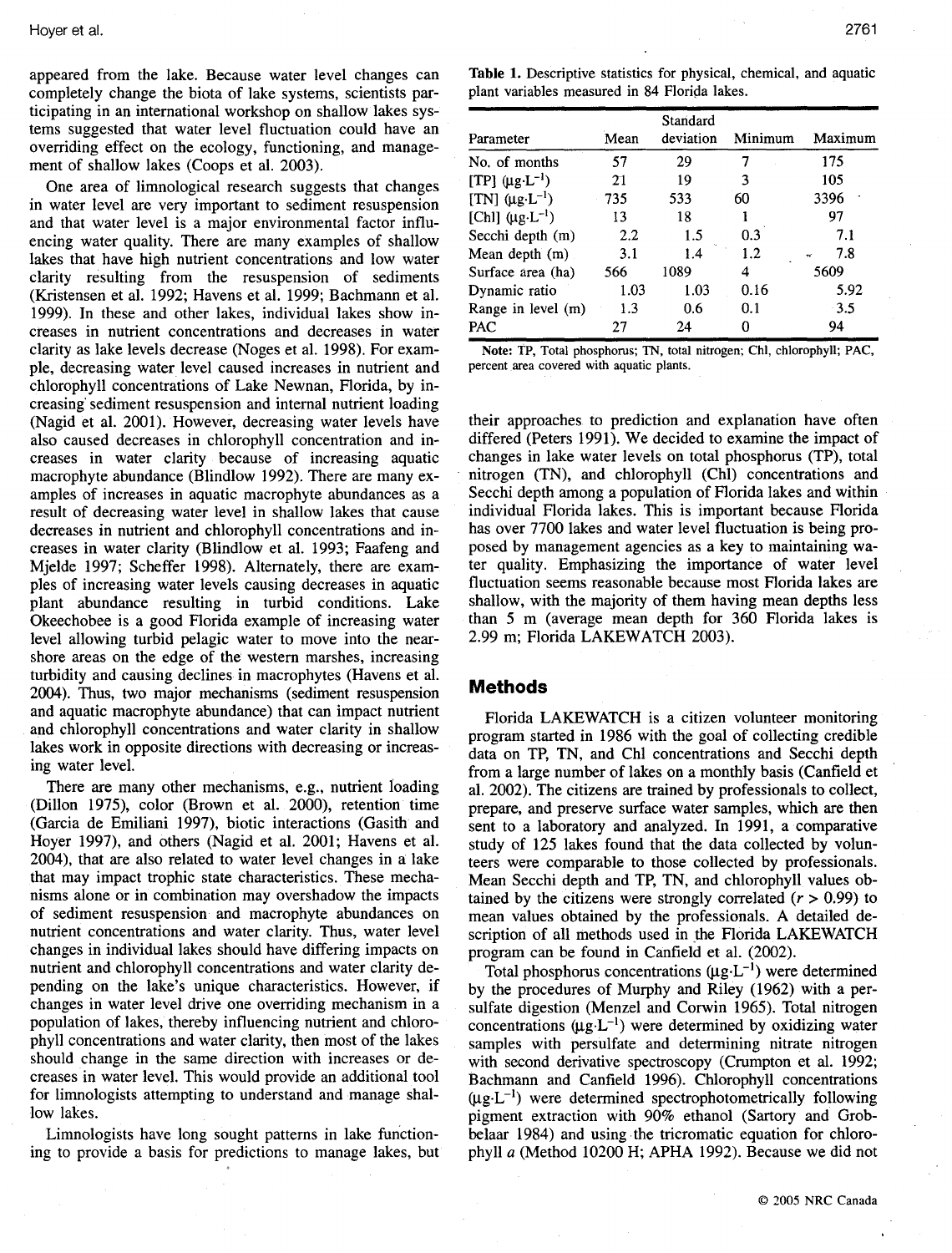appeared from the lake. Because water level changes can completely change the biota of lake systems, scientists participating in an international workshop on shallow lakes systems suggested that water level fluctuation could have an overriding effect on the ecology, functioning, and management of shallow lakes (Coops et al. 2003).

One area of limnological research suggests that changes in water level are very important to sediment resuspension and that water level is a major environmental factor influencing water quality. There are many examples of shallow lakes that have high nutrient concentrations and low water clarity resulting from the resuspension of sediments (Kristensen et al. 1992; Havens et al. 1999; Bachmann et al. 1999). In these and other lakes, individual lakes show increases in nutrient concentrations and decreases in water clarity as lake levels decrease (Noges et al. 1998). For example, decreasing water level caused increases in nutrient and chlorophyll concentrations of Lake Newnan, Florida, by increasing sediment resuspension and internal nutrient loading (Nagid et al. 2001). However, decreasing water levels have also caused decreases in chlorophyll concentration and increases in water clarity because of increasing aquatic macrophyte abundance (Blindlow 1992). There are many examples of increases in aquatic macrophyte abundances as a result of decreasing water level in shallow lakes that cause decreases in nutrient and chlorophyll concentrations and increases in water clarity (Blindlow et al. 1993; Faafeng and Mjelde 1997; Scheffer 1998). Alternately, there are examples of increasing water levels causing decreases in aquatic plant abundance resulting in turbid conditions. Lake Okeechobee is a good Florida example of increasing water level allowing turbid pelagic water to move into the near-shore areas on the edge of the western marshes, increasing turbidity and causing declines in macrophytes (Havens et al. 2004). Thus, two major mechanisms (sediment resuspension and aquatic macrophyte abundance) that can impact nutrient and chlorophyll concentrations and water clarity in shallow lakes work in opposite directions with decreasing or increasing water level.

There are many other mechanisms, e.g., nutrient loading (Dillon 1975), color (Brown et al. 2000), retention time (Garcia de Emiliani 1997), biotic interactions (Gasith and Hoyer 1997), and others (Nagid et al. 2001; Havens et al. 2004), that are also related to water level changes in a lake that may impact trophic state characteristics. These mechanisms alone or in combination may overshadow the impacts of sediment resuspension and macrophyte abundances on nutrient concentrations and water clarity. Thus, water level changes in individual lakes should have differing impacts on nutrient and chlorophyll concentrations and water clarity depending on the lake's unique characteristics. However, if changes in water level drive one overriding mechanism in a population of lakes, thereby influencing nutrient and chlorophyll concentrations and water clarity, then most of the lakes should change in the same direction with increases or decreases in water level. This would provide an additional tool for limnologists attempting to understand and manage shallow lakes.

Limnologists have long sought patterns in lake functioning to provide a basis for predictions to manage lakes, but their approaches to prediction and explanation have often differed (Peters 1991). We decided to examine the impact of changes in lake water levels on total phosphorus (TP), total nitrogen (TN), and chlorophyll (Chl) concentrations and Secchi depth among a population of Florida lakes and within individual Florida lakes. This is important because Florida has over 7700 lakes and water level fluctuation is being proposed by management agencies as a key to maintaining water quality. Emphasizing the importance of water level fluctuation seems reasonable because most Florida lakes are shallow, with the majority of them having mean depths less than 5 m (average mean depth for 360 Florida lakes is 2.99 m; Florida LAKEWATCH 2003).

**Table 1.** Descriptive statistics for physical, chemical, and aquatic plant variables measured in 84 Florida lakes.

| Parameter | Mean | Standard deviation | Minimum | Maximum |
|---|---|---|---|---|
| No. of months | 57 | 29 | 7 | 175 |
| [TP] ($\mu g \cdot L^{-1}$) | 21 | 19 | 3 | 105 |
| [TN] ($\mu g \cdot L^{-1}$) | 735 | 533 | 60 | 3396 |
| [Chl] ($\mu g \cdot L^{-1}$) | 13 | 18 | 1 | 97 |
| Secchi depth (m) | 2.2 | 1.5 | 0.3 | 7.1 |
| Mean depth (m) | 3.1 | 1.4 | 1.2 | 7.8 |
| Surface area (ha) | 566 | 1089 | 4 | 5609 |
| Dynamic ratio | 1.03 | 1.03 | 0.16 | 5.92 |
| Range in level (m) | 1.3 | 0.6 | 0.1 | 3.5 |
| PAC | 27 | 24 | 0 | 94 |

**Note:** TP, Total phosphorus; TN, total nitrogen; Chl, chlorophyll; PAC, percent area covered with aquatic plants.

## Methods

Florida LAKEWATCH is a citizen volunteer monitoring program started in 1986 with the goal of collecting credible data on TP, TN, and Chl concentrations and Secchi depth from a large number of lakes on a monthly basis (Canfield et al. 2002). The citizens are trained by professionals to collect, prepare, and preserve surface water samples, which are then sent to a laboratory and analyzed. In 1991, a comparative study of 125 lakes found that the data collected by volunteers were comparable to those collected by professionals. Mean Secchi depth and TP, TN, and chlorophyll values obtained by the citizens were strongly correlated ($r > 0.99$) to mean values obtained by the professionals. A detailed description of all methods used in the Florida LAKEWATCH program can be found in Canfield et al. (2002).

Total phosphorus concentrations ($\mu g \cdot L^{-1}$) were determined by the procedures of Murphy and Riley (1962) with a persulfate digestion (Menzel and Corwin 1965). Total nitrogen concentrations ($\mu g \cdot L^{-1}$) were determined by oxidizing water samples with persulfate and determining nitrate nitrogen with second derivative spectroscopy (Crumpton et al. 1992; Bachmann and Canfield 1996). Chlorophyll concentrations ($\mu g \cdot L^{-1}$) were determined spectrophotometrically following pigment extraction with 90% ethanol (Sartory and Grobbelaar 1984) and using the tricromatic equation for chlorophyll *a* (Method 10200 H; APHA 1992). Because we did not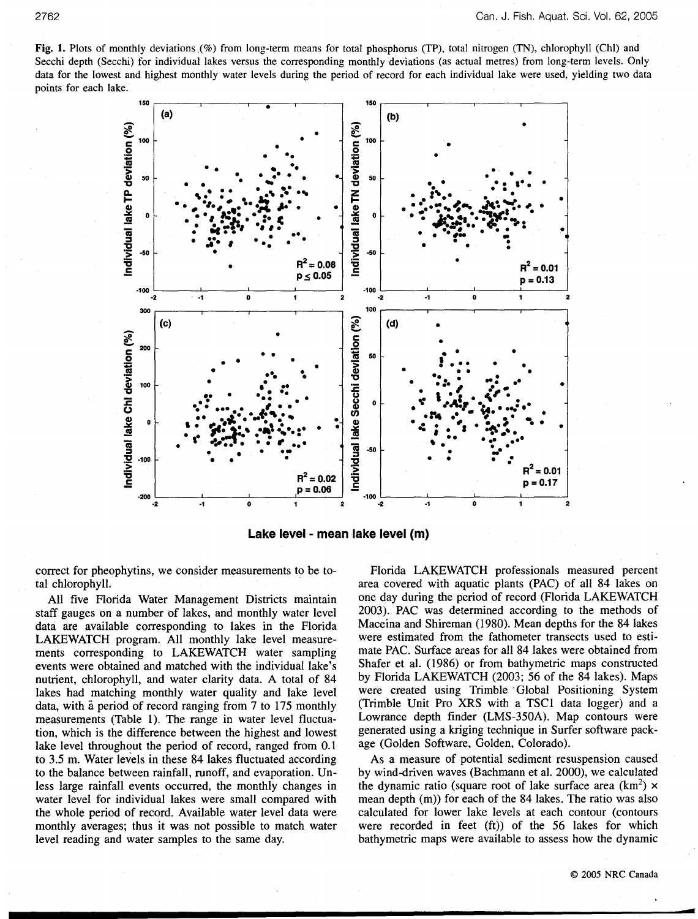**Fig. 1.** Plots of monthly deviations (%) from long-term means for total phosphorus (TP), total nitrogen (TN), chlorophyll (Chl) and Secchi depth (Secchi) for individual lakes versus the corresponding monthly deviations (as actual metres) from long-term levels. Only data for the lowest and highest monthly water levels during the period of record for each individual lake were used, yielding two data points for each lake.

correct for pheophytins, we consider measurements to be total chlorophyll.

All five Florida Water Management Districts maintain staff gauges on a number of lakes, and monthly water level data are available corresponding to lakes in the Florida LAKEWATCH program. All monthly lake level measurements corresponding to LAKEWATCH water sampling events were obtained and matched with the individual lake's nutrient, chlorophyll, and water clarity data. A total of 84 lakes had matching monthly water quality and lake level data, with a period of record ranging from 7 to 175 monthly measurements (Table 1). The range in water level fluctuation, which is the difference between the highest and lowest lake level throughout the period of record, ranged from 0.1 to 3.5 m. Water levels in these 84 lakes fluctuated according to the balance between rainfall, runoff, and evaporation. Unless large rainfall events occurred, the monthly changes in water level for individual lakes were small compared with the whole period of record. Available water level data were monthly averages; thus it was not possible to match water level reading and water samples to the same day.

Florida LAKEWATCH professionals measured percent area covered with aquatic plants (PAC) of all 84 lakes on one day during the period of record (Florida LAKEWATCH 2003). PAC was determined according to the methods of Maceina and Shireman (1980). Mean depths for the 84 lakes were estimated from the fathometer transects used to estimate PAC. Surface areas for all 84 lakes were obtained from Shafer et al. (1986) or from bathymetric maps constructed by Florida LAKEWATCH (2003; 56 of the 84 lakes). Maps were created using Trimble Global Positioning System (Trimble Unit Pro XRS with a TSC1 data logger) and a Lowrance depth finder (LMS-350A). Map contours were generated using a kriging technique in Surfer software package (Golden Software, Golden, Colorado).

As a measure of potential sediment resuspension caused by wind-driven waves (Bachmann et al. 2000), we calculated the dynamic ratio (square root of lake surface area ($km^2$) × mean depth (m)) for each of the 84 lakes. The ratio was also calculated for lower lake levels at each contour (contours were recorded in feet (ft)) of the 56 lakes for which bathymetric maps were available to assess how the dynamic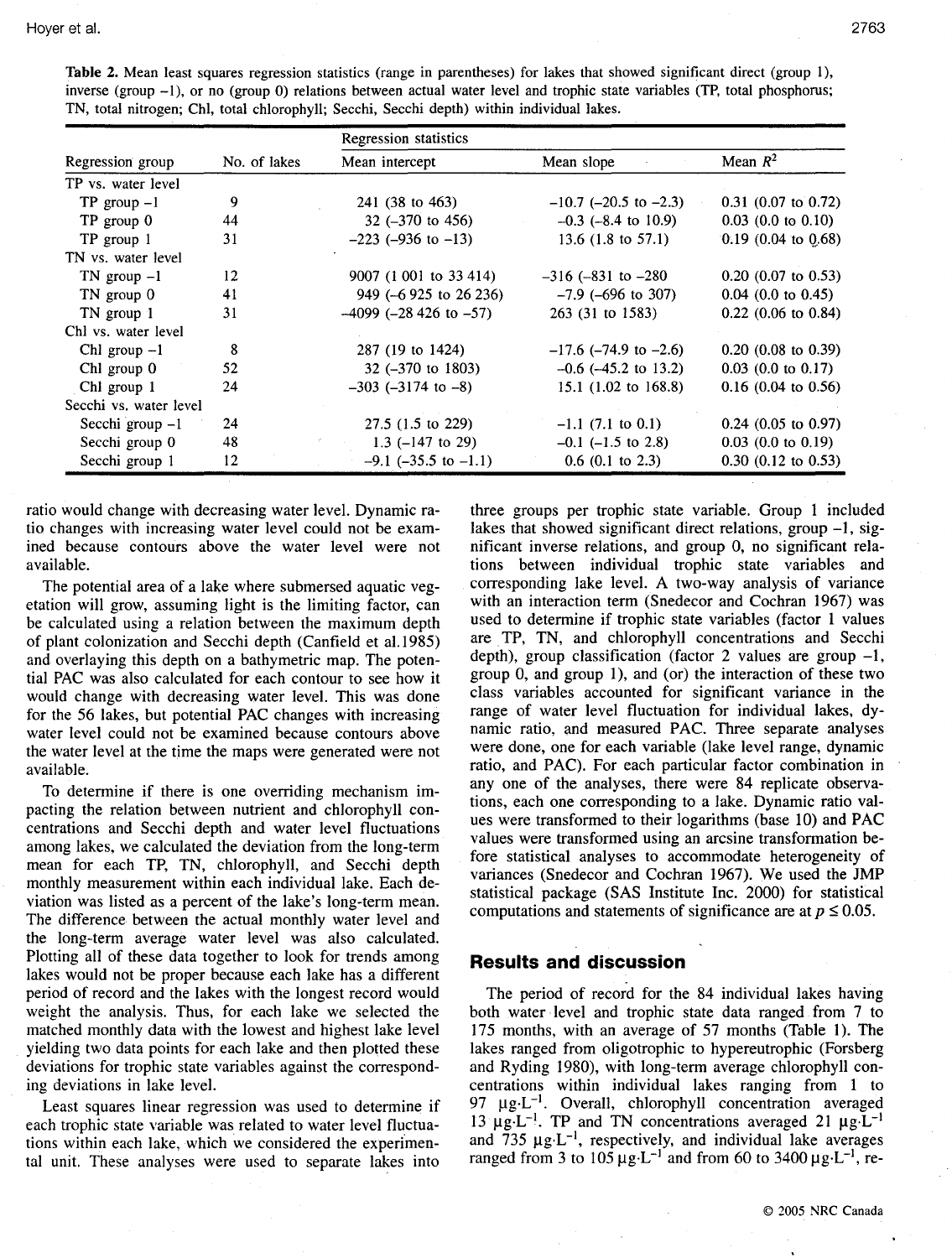**Table 2.** Mean least squares regression statistics (range in parentheses) for lakes that showed significant direct (group 1), inverse (group –1), or no (group 0) relations between actual water level and trophic state variables (TP, total phosphorus; TN, total nitrogen; Chl, total chlorophyll; Secchi, Secchi depth) within individual lakes.

| Regression group | No. of lakes | Regression statistics | | |
|---|---|---|---|---|
| | | Mean intercept | Mean slope | Mean $R^2$ |
| TP vs. water level | | | | |
| TP group –1 | 9 | 241 (38 to 463) | –10.7 (–20.5 to –2.3) | 0.31 (0.07 to 0.72) |
| TP group 0 | 44 | 32 (–370 to 456) | –0.3 (–8.4 to 10.9) | 0.03 (0.0 to 0.10) |
| TP group 1 | 31 | –223 (–936 to –13) | 13.6 (1.8 to 57.1) | 0.19 (0.04 to 0.68) |
| TN vs. water level | | | | |
| TN group –1 | 12 | 9007 (1 001 to 33 414) | –316 (–831 to –280 | 0.20 (0.07 to 0.53) |
| TN group 0 | 41 | 949 (–6 925 to 26 236) | –7.9 (–696 to 307) | 0.04 (0.0 to 0.45) |
| TN group 1 | 31 | –4099 (–28 426 to –57) | 263 (31 to 1583) | 0.22 (0.06 to 0.84) |
| Chl vs. water level | | | | |
| Chl group –1 | 8 | 287 (19 to 1424) | –17.6 (–74.9 to –2.6) | 0.20 (0.08 to 0.39) |
| Chl group 0 | 52 | 32 (–370 to 1803) | –0.6 (–45.2 to 13.2) | 0.03 (0.0 to 0.17) |
| Chl group 1 | 24 | –303 (–3174 to –8) | 15.1 (1.02 to 168.8) | 0.16 (0.04 to 0.56) |
| Secchi vs. water level | | | | |
| Secchi group –1 | 24 | 27.5 (1.5 to 229) | –1.1 (7.1 to 0.1) | 0.24 (0.05 to 0.97) |
| Secchi group 0 | 48 | 1.3 (–147 to 29) | –0.1 (–1.5 to 2.8) | 0.03 (0.0 to 0.19) |
| Secchi group 1 | 12 | –9.1 (–35.5 to –1.1) | 0.6 (0.1 to 2.3) | 0.30 (0.12 to 0.53) |

ratio would change with decreasing water level. Dynamic ratio changes with increasing water level could not be examined because contours above the water level were not available.

The potential area of a lake where submersed aquatic vegetation will grow, assuming light is the limiting factor, can be calculated using a relation between the maximum depth of plant colonization and Secchi depth (Canfield et al. 1985) and overlaying this depth on a bathymetric map. The potential PAC was also calculated for each contour to see how it would change with decreasing water level. This was done for the 56 lakes, but potential PAC changes with increasing water level could not be examined because contours above the water level at the time the maps were generated were not available.

To determine if there is one overriding mechanism impacting the relation between nutrient and chlorophyll concentrations and Secchi depth and water level fluctuations among lakes, we calculated the deviation from the long-term mean for each TP, TN, chlorophyll, and Secchi depth monthly measurement within each individual lake. Each deviation was listed as a percent of the lake's long-term mean. The difference between the actual monthly water level and the long-term average water level was also calculated. Plotting all of these data together to look for trends among lakes would not be proper because each lake has a different period of record and the lakes with the longest record would weight the analysis. Thus, for each lake we selected the matched monthly data with the lowest and highest lake level yielding two data points for each lake and then plotted these deviations for trophic state variables against the corresponding deviations in lake level.

Least squares linear regression was used to determine if each trophic state variable was related to water level fluctuations within each lake, which we considered the experimental unit. These analyses were used to separate lakes into three groups per trophic state variable. Group 1 included lakes that showed significant direct relations, group –1, significant inverse relations, and group 0, no significant relations between individual trophic state variables and corresponding lake level. A two-way analysis of variance with an interaction term (Snedecor and Cochran 1967) was used to determine if trophic state variables (factor 1 values are TP, TN, and chlorophyll concentrations and Secchi depth), group classification (factor 2 values are group –1, group 0, and group 1), and (or) the interaction of these two class variables accounted for significant variance in the range of water level fluctuation for individual lakes, dynamic ratio, and measured PAC. Three separate analyses were done, one for each variable (lake level range, dynamic ratio, and PAC). For each particular factor combination in any one of the analyses, there were 84 replicate observations, each one corresponding to a lake. Dynamic ratio values were transformed to their logarithms (base 10) and PAC values were transformed using an arcsine transformation before statistical analyses to accommodate heterogeneity of variances (Snedecor and Cochran 1967). We used the JMP statistical package (SAS Institute Inc. 2000) for statistical computations and statements of significance are at $p \leq 0.05$.

## Results and discussion

The period of record for the 84 individual lakes having both water level and trophic state data ranged from 7 to 175 months, with an average of 57 months (Table 1). The lakes ranged from oligotrophic to hypereutrophic (Forsberg and Ryding 1980), with long-term average chlorophyll concentrations within individual lakes ranging from 1 to 97 $\mu g \cdot L^{-1}$. Overall, chlorophyll concentration averaged 13 $\mu g \cdot L^{-1}$. TP and TN concentrations averaged 21 $\mu g \cdot L^{-1}$ and 735 $\mu g \cdot L^{-1}$, respectively, and individual lake averages ranged from 3 to 105 $\mu g \cdot L^{-1}$ and from 60 to 3400 $\mu g \cdot L^{-1}$, re-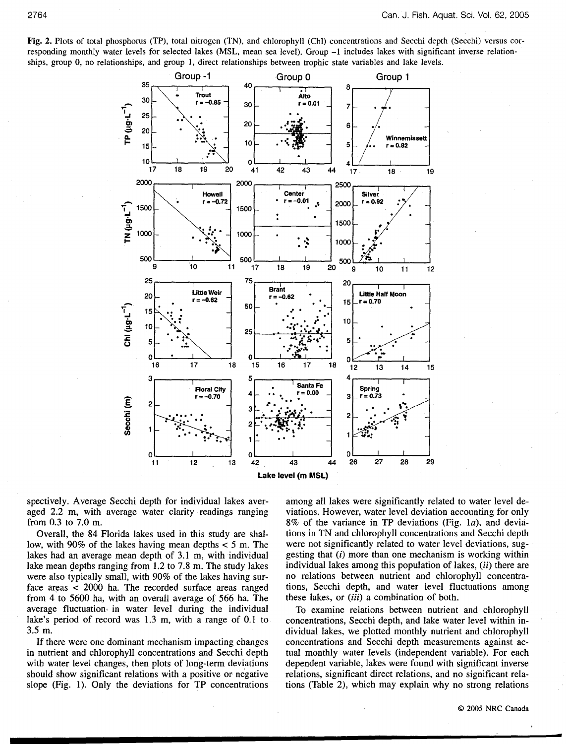Fig. 2. Plots of total phosphorus (TP), total nitrogen (TN), and chlorophyll (Chl) concentrations and Secchi depth (Secchi) versus corresponding monthly water levels for selected lakes (MSL, mean sea level). Group −1 includes lakes with significant inverse relationships, group 0, no relationships, and group 1, direct relationships between trophic state variables and lake levels.

spectively. Average Secchi depth for individual lakes averaged 2.2 m, with average water clarity readings ranging from 0.3 to 7.0 m.

Overall, the 84 Florida lakes used in this study are shallow, with 90% of the lakes having mean depths < 5 m. The lakes had an average mean depth of 3.1 m, with individual lake mean depths ranging from 1.2 to 7.8 m. The study lakes were also typically small, with 90% of the lakes having surface areas < 2000 ha. The recorded surface areas ranged from 4 to 5600 ha, with an overall average of 566 ha. The average fluctuation in water level during the individual lake's period of record was 1.3 m, with a range of 0.1 to 3.5 m.

If there were one dominant mechanism impacting changes in nutrient and chlorophyll concentrations and Secchi depth with water level changes, then plots of long-term deviations should show significant relations with a positive or negative slope (Fig. 1). Only the deviations for TP concentrations among all lakes were significantly related to water level deviations. However, water level deviation accounting for only 8% of the variance in TP deviations (Fig. 1*a*), and deviations in TN and chlorophyll concentrations and Secchi depth were not significantly related to water level deviations, suggesting that (*i*) more than one mechanism is working within individual lakes among this population of lakes, (*ii*) there are no relations between nutrient and chlorophyll concentrations, Secchi depth, and water level fluctuations among these lakes, or (*iii*) a combination of both.

To examine relations between nutrient and chlorophyll concentrations, Secchi depth, and lake water level within individual lakes, we plotted monthly nutrient and chlorophyll concentrations and Secchi depth measurements against actual monthly water levels (independent variable). For each dependent variable, lakes were found with significant inverse relations, significant direct relations, and no significant relations (Table 2), which may explain why no strong relations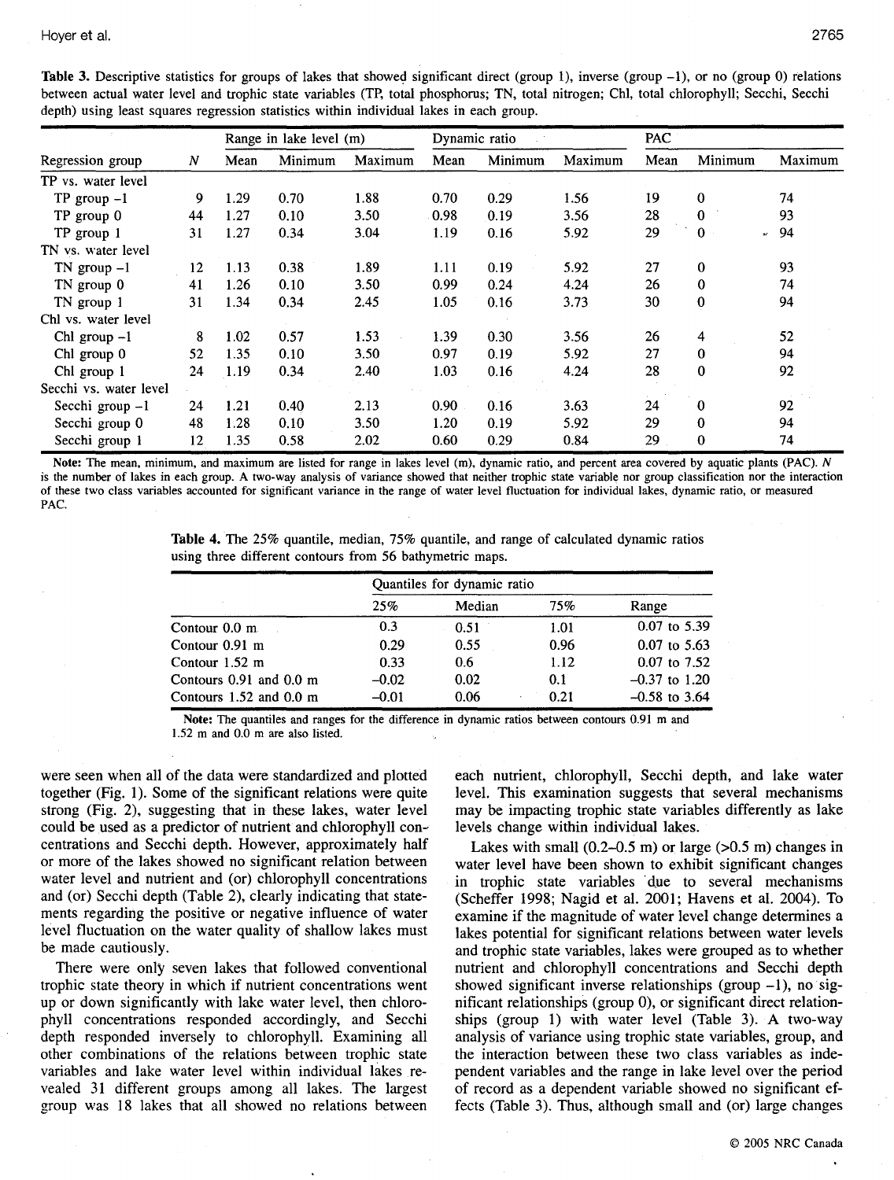**Table 3.** Descriptive statistics for groups of lakes that showed significant direct (group 1), inverse (group –1), or no (group 0) relations between actual water level and trophic state variables (TP, total phosphorus; TN, total nitrogen; Chl, total chlorophyll; Secchi, Secchi depth) using least squares regression statistics within individual lakes in each group.

| | | Range in lake level (m) | | | Dynamic ratio | | | PAC | | |
|---|---|---|---|---|---|---|---|---|---|---|
| Regression group | N | Mean | Minimum | Maximum | Mean | Minimum | Maximum | Mean | Minimum | Maximum |
| TP vs. water level | | | | | | | | | | |
| TP group –1 | 9 | 1.29 | 0.70 | 1.88 | 0.70 | 0.29 | 1.56 | 19 | 0 | 74 |
| TP group 0 | 44 | 1.27 | 0.10 | 3.50 | 0.98 | 0.19 | 3.56 | 28 | 0 | 93 |
| TP group 1 | 31 | 1.27 | 0.34 | 3.04 | 1.19 | 0.16 | 5.92 | 29 | 0 | 94 |
| TN vs. water level | | | | | | | | | | |
| TN group –1 | 12 | 1.13 | 0.38 | 1.89 | 1.11 | 0.19 | 5.92 | 27 | 0 | 93 |
| TN group 0 | 41 | 1.26 | 0.10 | 3.50 | 0.99 | 0.24 | 4.24 | 26 | 0 | 74 |
| TN group 1 | 31 | 1.34 | 0.34 | 2.45 | 1.05 | 0.16 | 3.73 | 30 | 0 | 94 |
| Chl vs. water level | | | | | | | | | | |
| Chl group –1 | 8 | 1.02 | 0.57 | 1.53 | 1.39 | 0.30 | 3.56 | 26 | 4 | 52 |
| Chl group 0 | 52 | 1.35 | 0.10 | 3.50 | 0.97 | 0.19 | 5.92 | 27 | 0 | 94 |
| Chl group 1 | 24 | 1.19 | 0.34 | 2.40 | 1.03 | 0.16 | 4.24 | 28 | 0 | 92 |
| Secchi vs. water level | | | | | | | | | | |
| Secchi group –1 | 24 | 1.21 | 0.40 | 2.13 | 0.90 | 0.16 | 3.63 | 24 | 0 | 92 |
| Secchi group 0 | 48 | 1.28 | 0.10 | 3.50 | 1.20 | 0.19 | 5.92 | 29 | 0 | 94 |
| Secchi group 1 | 12 | 1.35 | 0.58 | 2.02 | 0.60 | 0.29 | 0.84 | 29 | 0 | 74 |

**Note:** The mean, minimum, and maximum are listed for range in lakes level (m), dynamic ratio, and percent area covered by aquatic plants (PAC). N is the number of lakes in each group. A two-way analysis of variance showed that neither trophic state variable nor group classification nor the interaction of these two class variables accounted for significant variance in the range of water level fluctuation for individual lakes, dynamic ratio, or measured PAC.

**Table 4.** The 25% quantile, median, 75% quantile, and range of calculated dynamic ratios using three different contours from 56 bathymetric maps.

| | Quantiles for dynamic ratio | | | |
|---|---|---|---|---|
| | 25% | Median | 75% | Range |
| Contour 0.0 m | 0.3 | 0.51 | 1.01 | 0.07 to 5.39 |
| Contour 0.91 m | 0.29 | 0.55 | 0.96 | 0.07 to 5.63 |
| Contour 1.52 m | 0.33 | 0.6 | 1.12 | 0.07 to 7.52 |
| Contours 0.91 and 0.0 m | –0.02 | 0.02 | 0.1 | –0.37 to 1.20 |
| Contours 1.52 and 0.0 m | –0.01 | 0.06 | 0.21 | –0.58 to 3.64 |

**Note:** The quantiles and ranges for the difference in dynamic ratios between contours 0.91 m and 1.52 m and 0.0 m are also listed.

were seen when all of the data were standardized and plotted together (Fig. 1). Some of the significant relations were quite strong (Fig. 2), suggesting that in these lakes, water level could be used as a predictor of nutrient and chlorophyll concentrations and Secchi depth. However, approximately half or more of the lakes showed no significant relation between water level and nutrient and (or) chlorophyll concentrations and (or) Secchi depth (Table 2), clearly indicating that statements regarding the positive or negative influence of water level fluctuation on the water quality of shallow lakes must be made cautiously.

There were only seven lakes that followed conventional trophic state theory in which if nutrient concentrations went up or down significantly with lake water level, then chlorophyll concentrations responded accordingly, and Secchi depth responded inversely to chlorophyll. Examining all other combinations of the relations between trophic state variables and lake water level within individual lakes revealed 31 different groups among all lakes. The largest group was 18 lakes that all showed no relations between each nutrient, chlorophyll, Secchi depth, and lake water level. This examination suggests that several mechanisms may be impacting trophic state variables differently as lake levels change within individual lakes.

Lakes with small (0.2–0.5 m) or large (>0.5 m) changes in water level have been shown to exhibit significant changes in trophic state variables due to several mechanisms (Scheffer 1998; Nagid et al. 2001; Havens et al. 2004). To examine if the magnitude of water level change determines a lakes potential for significant relations between water levels and trophic state variables, lakes were grouped as to whether nutrient and chlorophyll concentrations and Secchi depth showed significant inverse relationships (group –1), no significant relationships (group 0), or significant direct relationships (group 1) with water level (Table 3). A two-way analysis of variance using trophic state variables, group, and the interaction between these two class variables as independent variables and the range in lake level over the period of record as a dependent variable showed no significant effects (Table 3). Thus, although small and (or) large changes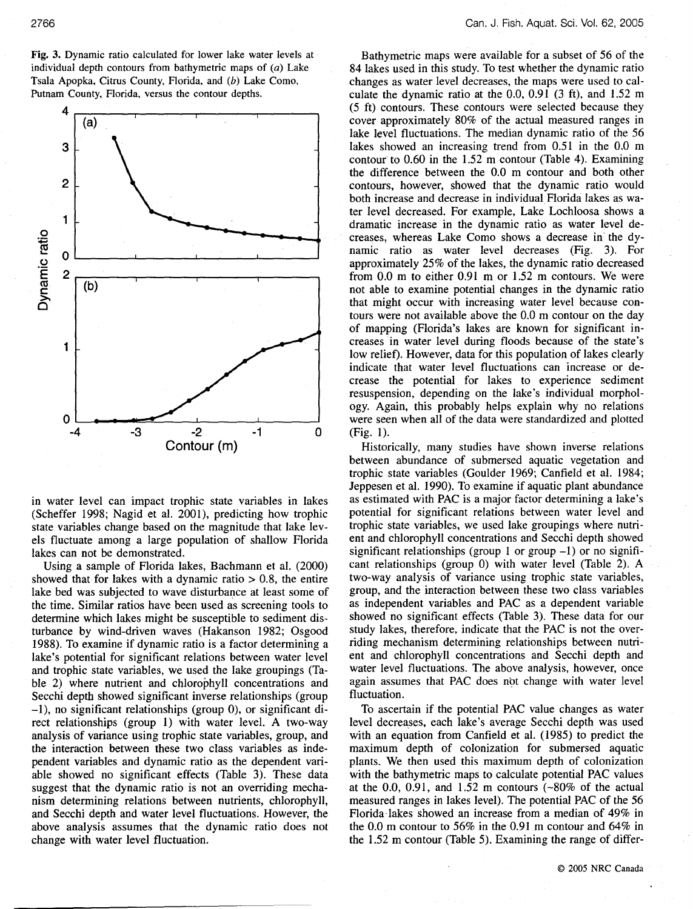**Fig. 3.** Dynamic ratio calculated for lower lake water levels at individual depth contours from bathymetric maps of (*a*) Lake Tsala Apopka, Citrus County, Florida, and (*b*) Lake Como, Putnam County, Florida, versus the contour depths.

in water level can impact trophic state variables in lakes (Scheffer 1998; Nagid et al. 2001), predicting how trophic state variables change based on the magnitude that lake levels fluctuate among a large population of shallow Florida lakes can not be demonstrated.

Using a sample of Florida lakes, Bachmann et al. (2000) showed that for lakes with a dynamic ratio > 0.8, the entire lake bed was subjected to wave disturbance at least some of the time. Similar ratios have been used as screening tools to determine which lakes might be susceptible to sediment disturbance by wind-driven waves (Hakanson 1982; Osgood 1988). To examine if dynamic ratio is a factor determining a lake's potential for significant relations between water level and trophic state variables, we used the lake groupings (Table 2) where nutrient and chlorophyll concentrations and Secchi depth showed significant inverse relationships (group −1), no significant relationships (group 0), or significant direct relationships (group 1) with water level. A two-way analysis of variance using trophic state variables, group, and the interaction between these two class variables as independent variables and dynamic ratio as the dependent variable showed no significant effects (Table 3). These data suggest that the dynamic ratio is not an overriding mechanism determining relations between nutrients, chlorophyll, and Secchi depth and water level fluctuations. However, the above analysis assumes that the dynamic ratio does not change with water level fluctuation.

Bathymetric maps were available for a subset of 56 of the 84 lakes used in this study. To test whether the dynamic ratio changes as water level decreases, the maps were used to calculate the dynamic ratio at the 0.0, 0.91 (3 ft), and 1.52 m (5 ft) contours. These contours were selected because they cover approximately 80% of the actual measured ranges in lake level fluctuations. The median dynamic ratio of the 56 lakes showed an increasing trend from 0.51 in the 0.0 m contour to 0.60 in the 1.52 m contour (Table 4). Examining the difference between the 0.0 m contour and both other contours, however, showed that the dynamic ratio would both increase and decrease in individual Florida lakes as water level decreased. For example, Lake Lochloosa shows a dramatic increase in the dynamic ratio as water level decreases, whereas Lake Como shows a decrease in the dynamic ratio as water level decreases (Fig. 3). For approximately 25% of the lakes, the dynamic ratio decreased from 0.0 m to either 0.91 m or 1.52 m contours. We were not able to examine potential changes in the dynamic ratio that might occur with increasing water level because contours were not available above the 0.0 m contour on the day of mapping (Florida's lakes are known for significant increases in water level during floods because of the state's low relief). However, data for this population of lakes clearly indicate that water level fluctuations can increase or decrease the potential for lakes to experience sediment resuspension, depending on the lake's individual morphology. Again, this probably helps explain why no relations were seen when all of the data were standardized and plotted (Fig. 1).

Historically, many studies have shown inverse relations between abundance of submersed aquatic vegetation and trophic state variables (Goulder 1969; Canfield et al. 1984; Jeppesen et al. 1990). To examine if aquatic plant abundance as estimated with PAC is a major factor determining a lake's potential for significant relations between water level and trophic state variables, we used lake groupings where nutrient and chlorophyll concentrations and Secchi depth showed significant relationships (group 1 or group −1) or no significant relationships (group 0) with water level (Table 2). A two-way analysis of variance using trophic state variables, group, and the interaction between these two class variables as independent variables and PAC as a dependent variable showed no significant effects (Table 3). These data for our study lakes, therefore, indicate that the PAC is not the overriding mechanism determining relationships between nutrient and chlorophyll concentrations and Secchi depth and water level fluctuations. The above analysis, however, once again assumes that PAC does not change with water level fluctuation.

To ascertain if the potential PAC value changes as water level decreases, each lake's average Secchi depth was used with an equation from Canfield et al. (1985) to predict the maximum depth of colonization for submersed aquatic plants. We then used this maximum depth of colonization with the bathymetric maps to calculate potential PAC values at the 0.0, 0.91, and 1.52 m contours (~80% of the actual measured ranges in lakes level). The potential PAC of the 56 Florida lakes showed an increase from a median of 49% in the 0.0 m contour to 56% in the 0.91 m contour and 64% in the 1.52 m contour (Table 5). Examining the range of differ-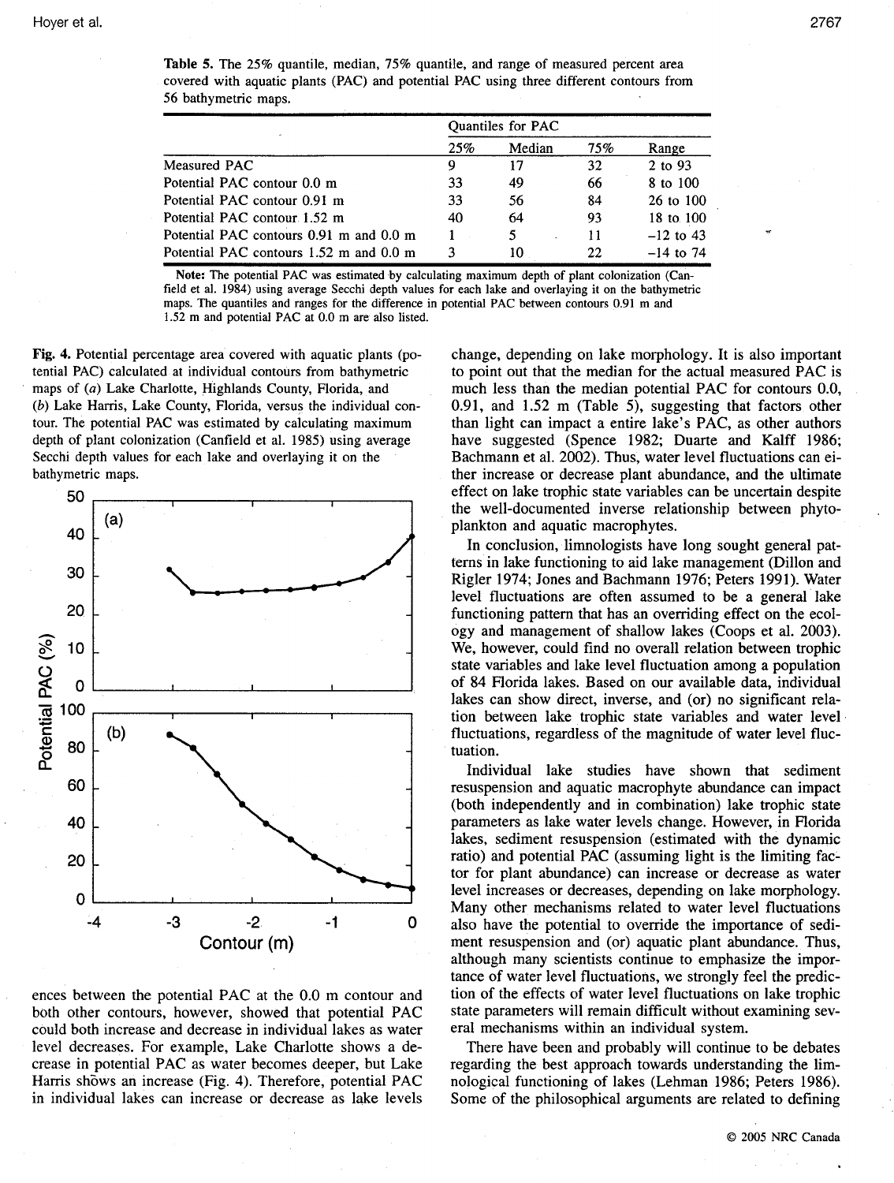**Table 5.** The 25% quantile, median, 75% quantile, and range of measured percent area covered with aquatic plants (PAC) and potential PAC using three different contours from 56 bathymetric maps.

| | Quantiles for PAC | | | |
|---|---|---|---|---|
| | 25% | Median | 75% | Range |
| Measured PAC | 9 | 17 | 32 | 2 to 93 |
| Potential PAC contour 0.0 m | 33 | 49 | 66 | 8 to 100 |
| Potential PAC contour 0.91 m | 33 | 56 | 84 | 26 to 100 |
| Potential PAC contour 1.52 m | 40 | 64 | 93 | 18 to 100 |
| Potential PAC contours 0.91 m and 0.0 m | 1 | 5 | 11 | −12 to 43 |
| Potential PAC contours 1.52 m and 0.0 m | 3 | 10 | 22 | −14 to 74 |

**Note:** The potential PAC was estimated by calculating maximum depth of plant colonization (Canfield et al. 1984) using average Secchi depth values for each lake and overlaying it on the bathymetric maps. The quantiles and ranges for the difference in potential PAC between contours 0.91 m and 1.52 m and potential PAC at 0.0 m are also listed.

**Fig. 4.** Potential percentage area covered with aquatic plants (potential PAC) calculated at individual contours from bathymetric maps of (*a*) Lake Charlotte, Highlands County, Florida, and (*b*) Lake Harris, Lake County, Florida, versus the individual contour. The potential PAC was estimated by calculating maximum depth of plant colonization (Canfield et al. 1985) using average Secchi depth values for each lake and overlaying it on the bathymetric maps.

ences between the potential PAC at the 0.0 m contour and both other contours, however, showed that potential PAC could both increase and decrease in individual lakes as water level decreases. For example, Lake Charlotte shows a decrease in potential PAC as water becomes deeper, but Lake Harris shows an increase (Fig. 4). Therefore, potential PAC in individual lakes can increase or decrease as lake levels change, depending on lake morphology. It is also important to point out that the median for the actual measured PAC is much less than the median potential PAC for contours 0.0, 0.91, and 1.52 m (Table 5), suggesting that factors other than light can impact a entire lake's PAC, as other authors have suggested (Spence 1982; Duarte and Kalff 1986; Bachmann et al. 2002). Thus, water level fluctuations can either increase or decrease plant abundance, and the ultimate effect on lake trophic state variables can be uncertain despite the well-documented inverse relationship between phytoplankton and aquatic macrophytes.

In conclusion, limnologists have long sought general patterns in lake functioning to aid lake management (Dillon and Rigler 1974; Jones and Bachmann 1976; Peters 1991). Water level fluctuations are often assumed to be a general lake functioning pattern that has an overriding effect on the ecology and management of shallow lakes (Coops et al. 2003). We, however, could find no overall relation between trophic state variables and lake level fluctuation among a population of 84 Florida lakes. Based on our available data, individual lakes can show direct, inverse, and (or) no significant relation between lake trophic state variables and water level fluctuations, regardless of the magnitude of water level fluctuation.

Individual lake studies have shown that sediment resuspension and aquatic macrophyte abundance can impact (both independently and in combination) lake trophic state parameters as lake water levels change. However, in Florida lakes, sediment resuspension (estimated with the dynamic ratio) and potential PAC (assuming light is the limiting factor for plant abundance) can increase or decrease as water level increases or decreases, depending on lake morphology. Many other mechanisms related to water level fluctuations also have the potential to override the importance of sediment resuspension and (or) aquatic plant abundance. Thus, although many scientists continue to emphasize the importance of water level fluctuations, we strongly feel the prediction of the effects of water level fluctuations on lake trophic state parameters will remain difficult without examining several mechanisms within an individual system.

There have been and probably will continue to be debates regarding the best approach towards understanding the limnological functioning of lakes (Lehman 1986; Peters 1986). Some of the philosophical arguments are related to defining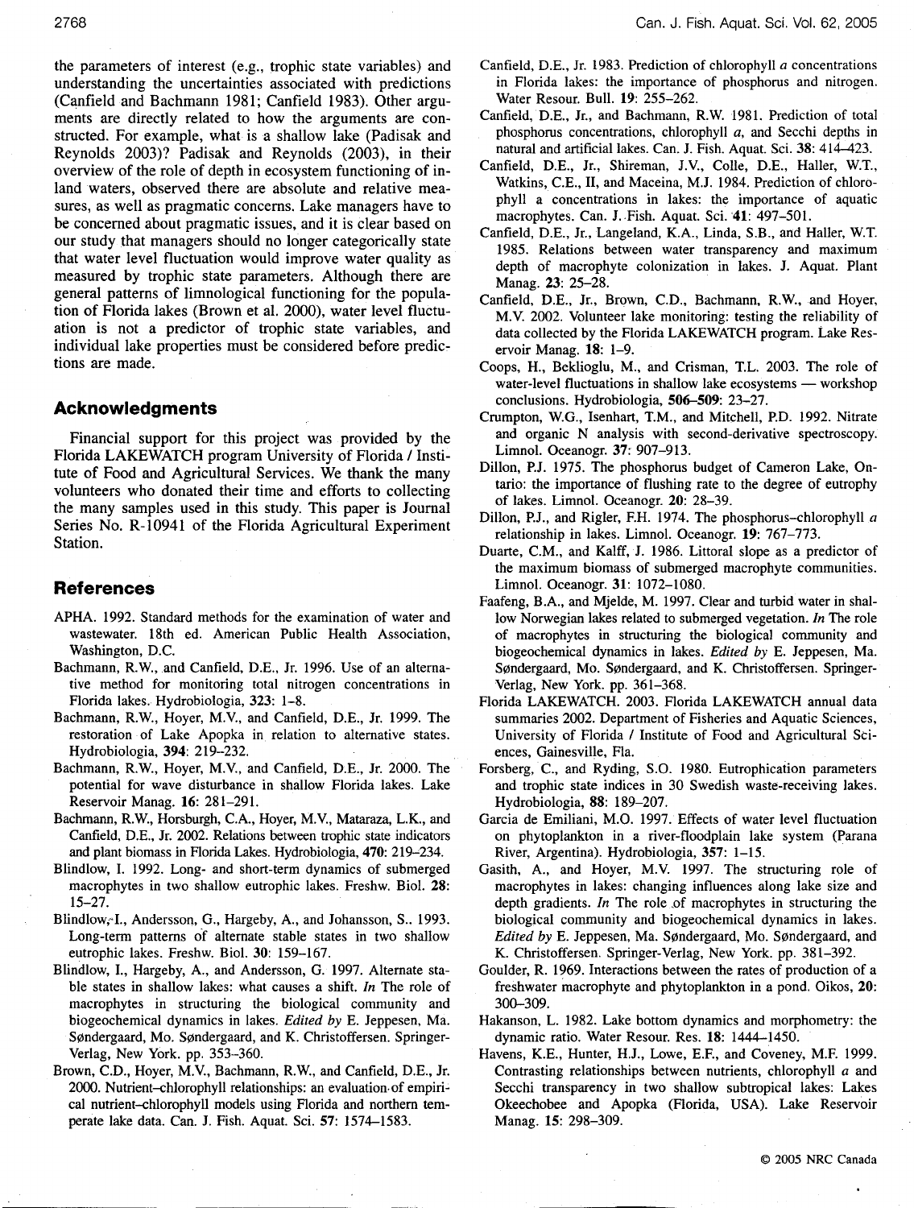the parameters of interest (e.g., trophic state variables) and understanding the uncertainties associated with predictions (Canfield and Bachmann 1981; Canfield 1983). Other arguments are directly related to how the arguments are constructed. For example, what is a shallow lake (Padisak and Reynolds 2003)? Padisak and Reynolds (2003), in their overview of the role of depth in ecosystem functioning of inland waters, observed there are absolute and relative measures, as well as pragmatic concerns. Lake managers have to be concerned about pragmatic issues, and it is clear based on our study that managers should no longer categorically state that water level fluctuation would improve water quality as measured by trophic state parameters. Although there are general patterns of limnological functioning for the population of Florida lakes (Brown et al. 2000), water level fluctuation is not a predictor of trophic state variables, and individual lake properties must be considered before predictions are made.

## Acknowledgments

Financial support for this project was provided by the Florida LAKEWATCH program University of Florida / Institute of Food and Agricultural Services. We thank the many volunteers who donated their time and efforts to collecting the many samples used in this study. This paper is Journal Series No. R-10941 of the Florida Agricultural Experiment Station.

## References

APHA. 1992. Standard methods for the examination of water and wastewater. 18th ed. American Public Health Association, Washington, D.C.

Bachmann, R.W., and Canfield, D.E., Jr. 1996. Use of an alternative method for monitoring total nitrogen concentrations in Florida lakes. Hydrobiologia, **323**: 1–8.

Bachmann, R.W., Hoyer, M.V., and Canfield, D.E., Jr. 1999. The restoration of Lake Apopka in relation to alternative states. Hydrobiologia, **394**: 219–232.

Bachmann, R.W., Hoyer, M.V., and Canfield, D.E., Jr. 2000. The potential for wave disturbance in shallow Florida lakes. Lake Reservoir Manag. **16**: 281–291.

Bachmann, R.W., Horsburgh, C.A., Hoyer, M.V., Mataraza, L.K., and Canfield, D.E., Jr. 2002. Relations between trophic state indicators and plant biomass in Florida Lakes. Hydrobiologia, **470**: 219–234.

Blindow, I. 1992. Long- and short-term dynamics of submerged macrophytes in two shallow eutrophic lakes. Freshw. Biol. **28**: 15–27.

Blindow, I., Andersson, G., Hargeby, A., and Johansson, S.. 1993. Long-term patterns of alternate stable states in two shallow eutrophic lakes. Freshw. Biol. **30**: 159–167.

Blindow, I., Hargeby, A., and Andersson, G. 1997. Alternate stable states in shallow lakes: what causes a shift. *In* The role of macrophytes in structuring the biological community and biogeochemical dynamics in lakes. *Edited by* E. Jeppesen, Ma. Søndergaard, Mo. Søndergaard, and K. Christoffersen. Springer-Verlag, New York. pp. 353–360.

Brown, C.D., Hoyer, M.V., Bachmann, R.W., and Canfield, D.E., Jr. 2000. Nutrient–chlorophyll relationships: an evaluation of empirical nutrient–chlorophyll models using Florida and northern temperate lake data. Can. J. Fish. Aquat. Sci. **57**: 1574–1583.

Canfield, D.E., Jr. 1983. Prediction of chlorophyll *a* concentrations in Florida lakes: the importance of phosphorus and nitrogen. Water Resour. Bull. **19**: 255–262.

Canfield, D.E., Jr., and Bachmann, R.W. 1981. Prediction of total phosphorus concentrations, chlorophyll *a*, and Secchi depths in natural and artificial lakes. Can. J. Fish. Aquat. Sci. **38**: 414–423.

Canfield, D.E., Jr., Shireman, J.V., Colle, D.E., Haller, W.T., Watkins, C.E., II, and Maceina, M.J. 1984. Prediction of chlorophyll a concentrations in lakes: the importance of aquatic macrophytes. Can. J. Fish. Aquat. Sci. **41**: 497–501.

Canfield, D.E., Jr., Langeland, K.A., Linda, S.B., and Haller, W.T. 1985. Relations between water transparency and maximum depth of macrophyte colonization in lakes. J. Aquat. Plant Manag. **23**: 25–28.

Canfield, D.E., Jr., Brown, C.D., Bachmann, R.W., and Hoyer, M.V. 2002. Volunteer lake monitoring: testing the reliability of data collected by the Florida LAKEWATCH program. Lake Reservoir Manag. **18**: 1–9.

Coops, H., Beklioglu, M., and Crisman, T.L. 2003. The role of water-level fluctuations in shallow lake ecosystems — workshop conclusions. Hydrobiologia, **506–509**: 23–27.

Crumpton, W.G., Isenhart, T.M., and Mitchell, P.D. 1992. Nitrate and organic N analysis with second-derivative spectroscopy. Limnol. Oceanogr. **37**: 907–913.

Dillon, P.J. 1975. The phosphorus budget of Cameron Lake, Ontario: the importance of flushing rate to the degree of eutrophy of lakes. Limnol. Oceanogr. **20**: 28–39.

Dillon, P.J., and Rigler, F.H. 1974. The phosphorus–chlorophyll *a* relationship in lakes. Limnol. Oceanogr. **19**: 767–773.

Duarte, C.M., and Kalff, J. 1986. Littoral slope as a predictor of the maximum biomass of submerged macrophyte communities. Limnol. Oceanogr. **31**: 1072–1080.

Faafeng, B.A., and Mjelde, M. 1997. Clear and turbid water in shallow Norwegian lakes related to submerged vegetation. *In* The role of macrophytes in structuring the biological community and biogeochemical dynamics in lakes. *Edited by* E. Jeppesen, Ma. Søndergaard, Mo. Søndergaard, and K. Christoffersen. Springer-Verlag, New York. pp. 361–368.

Florida LAKEWATCH. 2003. Florida LAKEWATCH annual data summaries 2002. Department of Fisheries and Aquatic Sciences, University of Florida / Institute of Food and Agricultural Sciences, Gainesville, Fla.

Forsberg, C., and Ryding, S.O. 1980. Eutrophication parameters and trophic state indices in 30 Swedish waste-receiving lakes. Hydrobiologia, **88**: 189–207.

Garcia de Emiliani, M.O. 1997. Effects of water level fluctuation on phytoplankton in a river-floodplain lake system (Parana River, Argentina). Hydrobiologia, **357**: 1–15.

Gasith, A., and Hoyer, M.V. 1997. The structuring role of macrophytes in lakes: changing influences along lake size and depth gradients. *In* The role of macrophytes in structuring the biological community and biogeochemical dynamics in lakes. *Edited by* E. Jeppesen, Ma. Søndergaard, Mo. Søndergaard, and K. Christoffersen. Springer-Verlag, New York. pp. 381–392.

Goulder, R. 1969. Interactions between the rates of production of a freshwater macrophyte and phytoplankton in a pond. Oikos, **20**: 300–309.

Hakanson, L. 1982. Lake bottom dynamics and morphometry: the dynamic ratio. Water Resour. Res. **18**: 1444–1450.

Havens, K.E., Hunter, H.J., Lowe, E.F., and Coveney, M.F. 1999. Contrasting relationships between nutrients, chlorophyll *a* and Secchi transparency in two shallow subtropical lakes: Lakes Okeechobee and Apopka (Florida, USA). Lake Reservoir Manag. **15**: 298–309.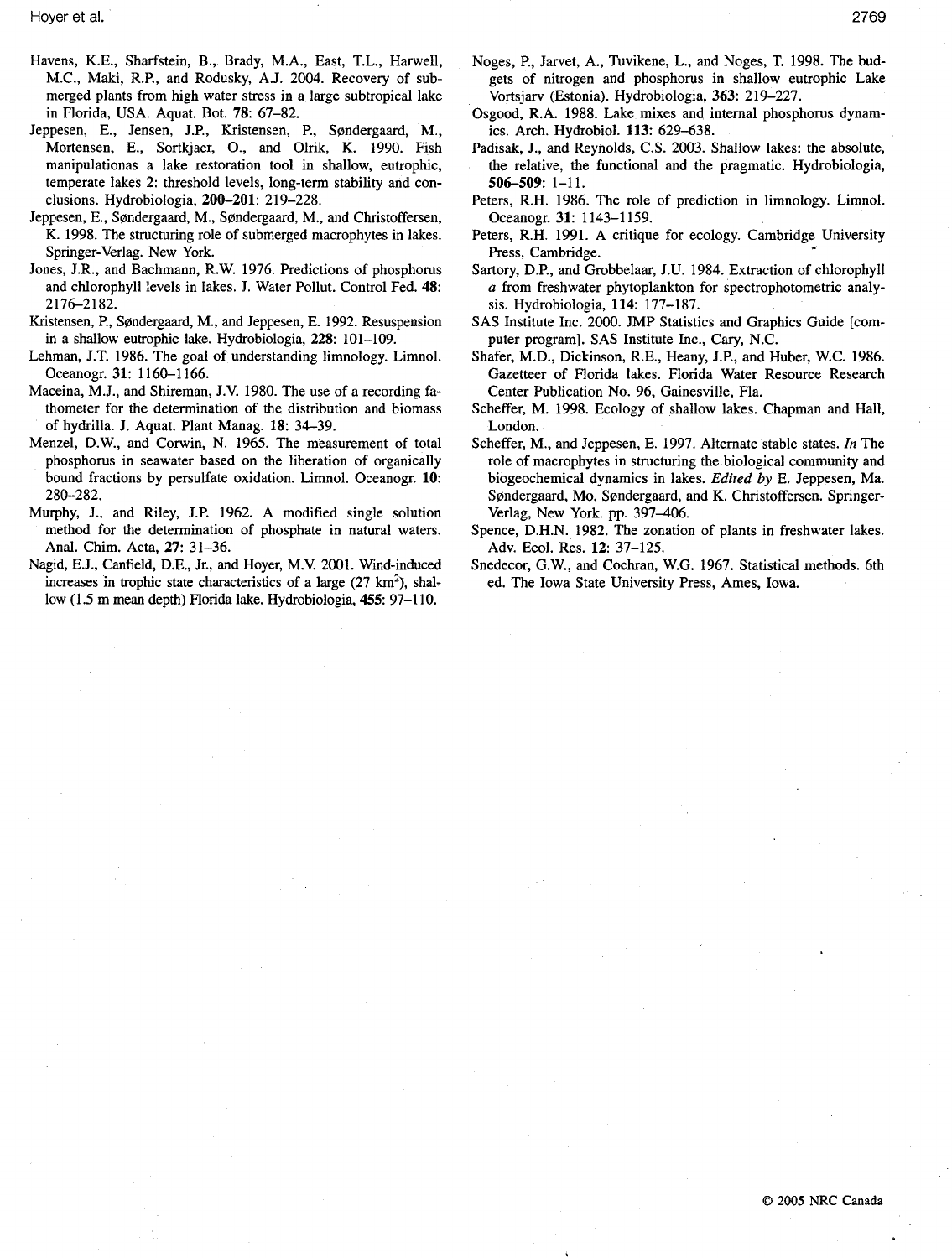Havens, K.E., Sharfstein, B., Brady, M.A., East, T.L., Harwell, M.C., Maki, R.P., and Rodusky, A.J. 2004. Recovery of submerged plants from high water stress in a large subtropical lake in Florida, USA. Aquat. Bot. **78**: 67–82.

Jeppesen, E., Jensen, J.P., Kristensen, P., Søndergaard, M., Mortensen, E., Sortkjaer, O., and Olrik, K. 1990. Fish manipulationas a lake restoration tool in shallow, eutrophic, temperate lakes 2: threshold levels, long-term stability and conclusions. Hydrobiologia, **200–201**: 219–228.

Jeppesen, E., Søndergaard, M., Søndergaard, M., and Christoffersen, K. 1998. The structuring role of submerged macrophytes in lakes. Springer-Verlag, New York.

Jones, J.R., and Bachmann, R.W. 1976. Predictions of phosphorus and chlorophyll levels in lakes. J. Water Pollut. Control Fed. **48**: 2176–2182.

Kristensen, P., Søndergaard, M., and Jeppesen, E. 1992. Resuspension in a shallow eutrophic lake. Hydrobiologia, **228**: 101–109.

Lehman, J.T. 1986. The goal of understanding limnology. Limnol. Oceanogr. **31**: 1160–1166.

Maceina, M.J., and Shireman, J.V. 1980. The use of a recording fathometer for the determination of the distribution and biomass of hydrilla. J. Aquat. Plant Manag. **18**: 34–39.

Menzel, D.W., and Corwin, N. 1965. The measurement of total phosphorus in seawater based on the liberation of organically bound fractions by persulfate oxidation. Limnol. Oceanogr. **10**: 280–282.

Murphy, J., and Riley, J.P. 1962. A modified single solution method for the determination of phosphate in natural waters. Anal. Chim. Acta, **27**: 31–36.

Nagid, E.J., Canfield, D.E., Jr., and Hoyer, M.V. 2001. Wind-induced increases in trophic state characteristics of a large (27 km$^2$), shallow (1.5 m mean depth) Florida lake. Hydrobiologia, **455**: 97–110.

Noges, P., Jarvet, A., Tuvikene, L., and Noges, T. 1998. The budgets of nitrogen and phosphorus in shallow eutrophic Lake Vortsjarv (Estonia). Hydrobiologia, **363**: 219–227.

Osgood, R.A. 1988. Lake mixes and internal phosphorus dynamics. Arch. Hydrobiol. **113**: 629–638.

Padisak, J., and Reynolds, C.S. 2003. Shallow lakes: the absolute, the relative, the functional and the pragmatic. Hydrobiologia, **506–509**: 1–11.

Peters, R.H. 1986. The role of prediction in limnology. Limnol. Oceanogr. **31**: 1143–1159.

Peters, R.H. 1991. A critique for ecology. Cambridge University Press, Cambridge.

Sartory, D.P., and Grobbelaar, J.U. 1984. Extraction of chlorophyll *a* from freshwater phytoplankton for spectrophotometric analysis. Hydrobiologia, **114**: 177–187.

SAS Institute Inc. 2000. JMP Statistics and Graphics Guide [computer program]. SAS Institute Inc., Cary, N.C.

Shafer, M.D., Dickinson, R.E., Heany, J.P., and Huber, W.C. 1986. Gazetteer of Florida lakes. Florida Water Resource Research Center Publication No. 96, Gainesville, Fla.

Scheffer, M. 1998. Ecology of shallow lakes. Chapman and Hall, London.

Scheffer, M., and Jeppesen, E. 1997. Alternate stable states. *In* The role of macrophytes in structuring the biological community and biogeochemical dynamics in lakes. *Edited by* E. Jeppesen, Ma. Søndergaard, Mo. Søndergaard, and K. Christoffersen. Springer-Verlag, New York. pp. 397–406.

Spence, D.H.N. 1982. The zonation of plants in freshwater lakes. Adv. Ecol. Res. **12**: 37–125.

Snedecor, G.W., and Cochran, W.G. 1967. Statistical methods. 6th ed. The Iowa State University Press, Ames, Iowa.

© 2005 NRC Canada